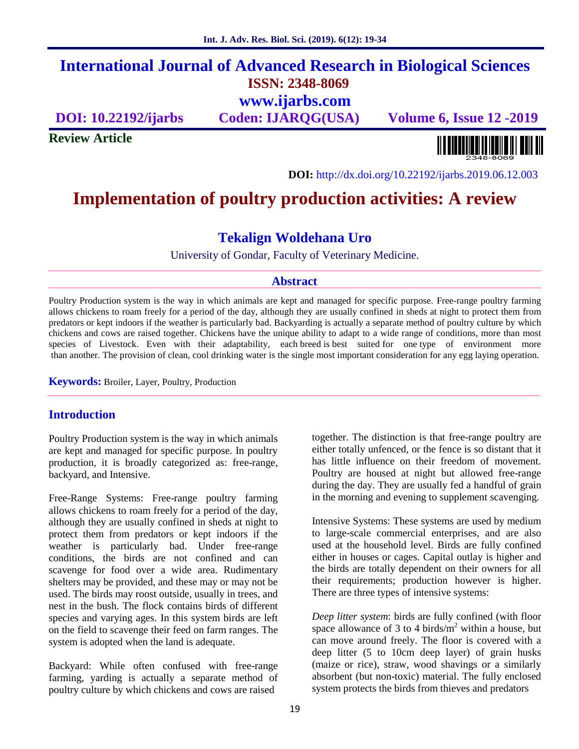# International Journal of Advanced Research in Biological Sciences

**ISSN: 2348-8069**

**www.ijarbs.com**

**DOI: 10.22192/ijarbs** **Coden: IJARQG(USA)** **Volume 6, Issue 12 -2019**

**Review Article**

**DOI:** http://dx.doi.org/10.22192/ijarbs.2019.06.12.003

# Implementation of poultry production activities: A review

## Tekalign Woldehana Uro

University of Gondar, Faculty of Veterinary Medicine.

## Abstract

Poultry Production system is the way in which animals are kept and managed for specific purpose. Free-range poultry farming allows chickens to roam freely for a period of the day, although they are usually confined in sheds at night to protect them from predators or kept indoors if the weather is particularly bad. Backyarding is actually a separate method of poultry culture by which chickens and cows are raised together. Chickens have the unique ability to adapt to a wide range of conditions, more than most species of Livestock. Even with their adaptability, each breed is best suited for one type of environment more than another. The provision of clean, cool drinking water is the single most important consideration for any egg laying operation.

**Keywords:** Broiler, Layer, Poultry, Production

## Introduction

Poultry Production system is the way in which animals are kept and managed for specific purpose. In poultry production, it is broadly categorized as: free-range, backyard, and Intensive.

Free-Range Systems: Free-range poultry farming allows chickens to roam freely for a period of the day, although they are usually confined in sheds at night to protect them from predators or kept indoors if the weather is particularly bad. Under free-range conditions, the birds are not confined and can scavenge for food over a wide area. Rudimentary shelters may be provided, and these may or may not be used. The birds may roost outside, usually in trees, and nest in the bush. The flock contains birds of different species and varying ages. In this system birds are left on the field to scavenge their feed on farm ranges. The system is adopted when the land is adequate.

Backyard: While often confused with free-range farming, yarding is actually a separate method of poultry culture by which chickens and cows are raised together. The distinction is that free-range poultry are either totally unfenced, or the fence is so distant that it has little influence on their freedom of movement. Poultry are housed at night but allowed free-range during the day. They are usually fed a handful of grain in the morning and evening to supplement scavenging.

Intensive Systems: These systems are used by medium to large-scale commercial enterprises, and are also used at the household level. Birds are fully confined either in houses or cages. Capital outlay is higher and the birds are totally dependent on their owners for all their requirements; production however is higher. There are three types of intensive systems:

*Deep litter system*: birds are fully confined (with floor space allowance of 3 to 4 birds/$m^2$ within a house, but can move around freely. The floor is covered with a deep litter (5 to 10cm deep layer) of grain husks (maize or rice), straw, wood shavings or a similarly absorbent (but non-toxic) material. The fully enclosed system protects the birds from thieves and predators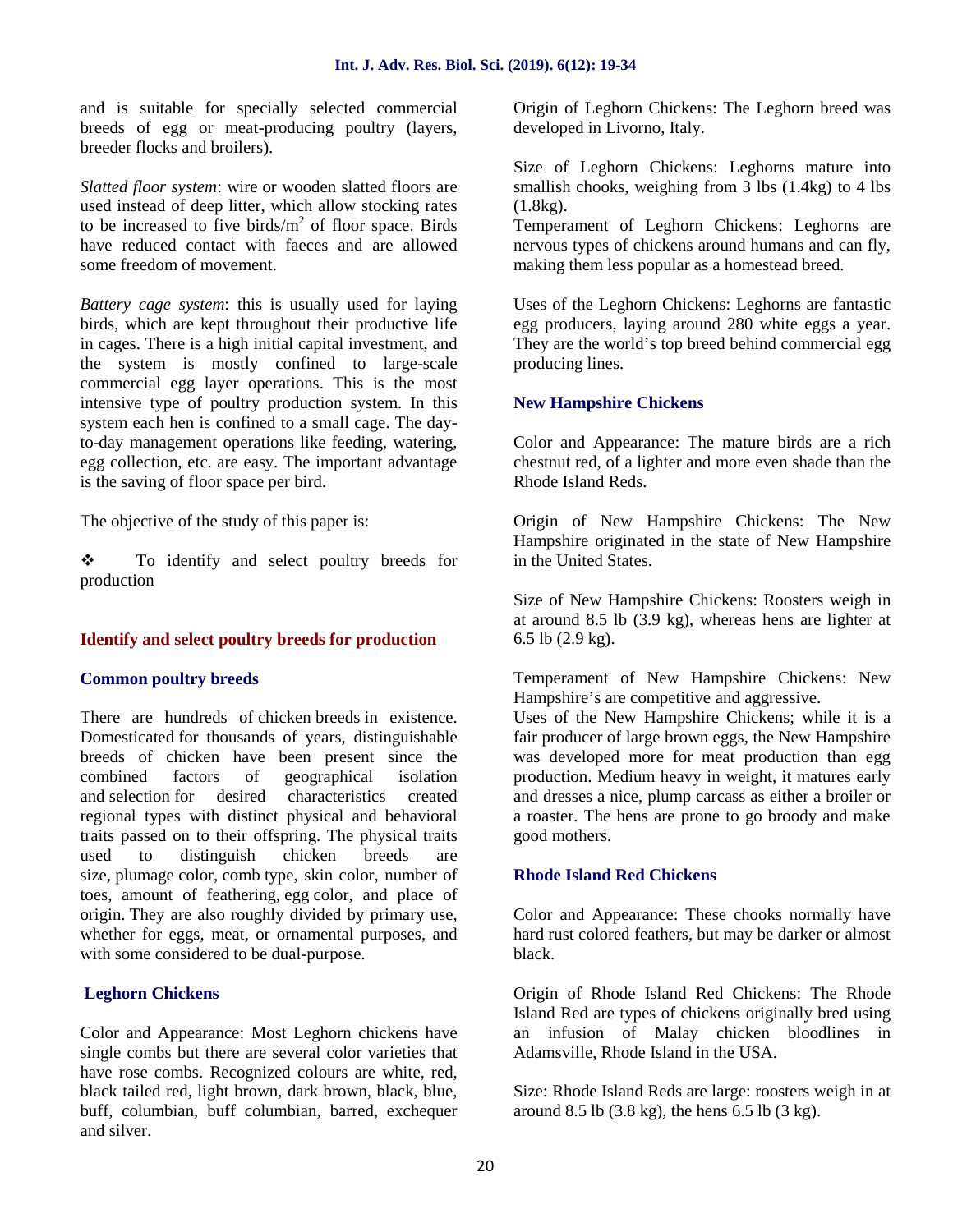and is suitable for specially selected commercial breeds of egg or meat-producing poultry (layers, breeder flocks and broilers).

*Slatted floor system*: wire or wooden slatted floors are used instead of deep litter, which allow stocking rates to be increased to five birds/m$^2$ of floor space. Birds have reduced contact with faeces and are allowed some freedom of movement.

*Battery cage system*: this is usually used for laying birds, which are kept throughout their productive life in cages. There is a high initial capital investment, and the system is mostly confined to large-scale commercial egg layer operations. This is the most intensive type of poultry production system. In this system each hen is confined to a small cage. The day-to-day management operations like feeding, watering, egg collection, etc. are easy. The important advantage is the saving of floor space per bird.

The objective of the study of this paper is:

❖ To identify and select poultry breeds for production

## Identify and select poultry breeds for production

### Common poultry breeds

There are hundreds of chicken breeds in existence. Domesticated for thousands of years, distinguishable breeds of chicken have been present since the combined factors of geographical isolation and selection for desired characteristics created regional types with distinct physical and behavioral traits passed on to their offspring. The physical traits used to distinguish chicken breeds are size, plumage color, comb type, skin color, number of toes, amount of feathering, egg color, and place of origin. They are also roughly divided by primary use, whether for eggs, meat, or ornamental purposes, and with some considered to be dual-purpose.

### Leghorn Chickens

Color and Appearance: Most Leghorn chickens have single combs but there are several color varieties that have rose combs. Recognized colours are white, red, black tailed red, light brown, dark brown, black, blue, buff, columbian, buff columbian, barred, exchequer and silver.

Origin of Leghorn Chickens: The Leghorn breed was developed in Livorno, Italy.

Size of Leghorn Chickens: Leghorns mature into smallish chooks, weighing from 3 lbs (1.4kg) to 4 lbs (1.8kg).

Temperament of Leghorn Chickens: Leghorns are nervous types of chickens around humans and can fly, making them less popular as a homestead breed.

Uses of the Leghorn Chickens: Leghorns are fantastic egg producers, laying around 280 white eggs a year. They are the world's top breed behind commercial egg producing lines.

### New Hampshire Chickens

Color and Appearance: The mature birds are a rich chestnut red, of a lighter and more even shade than the Rhode Island Reds.

Origin of New Hampshire Chickens: The New Hampshire originated in the state of New Hampshire in the United States.

Size of New Hampshire Chickens: Roosters weigh in at around 8.5 lb (3.9 kg), whereas hens are lighter at 6.5 lb (2.9 kg).

Temperament of New Hampshire Chickens: New Hampshire's are competitive and aggressive.

Uses of the New Hampshire Chickens; while it is a fair producer of large brown eggs, the New Hampshire was developed more for meat production than egg production. Medium heavy in weight, it matures early and dresses a nice, plump carcass as either a broiler or a roaster. The hens are prone to go broody and make good mothers.

### Rhode Island Red Chickens

Color and Appearance: These chooks normally have hard rust colored feathers, but may be darker or almost black.

Origin of Rhode Island Red Chickens: The Rhode Island Red are types of chickens originally bred using an infusion of Malay chicken bloodlines in Adamsville, Rhode Island in the USA.

Size: Rhode Island Reds are large: roosters weigh in at around 8.5 lb (3.8 kg), the hens 6.5 lb (3 kg).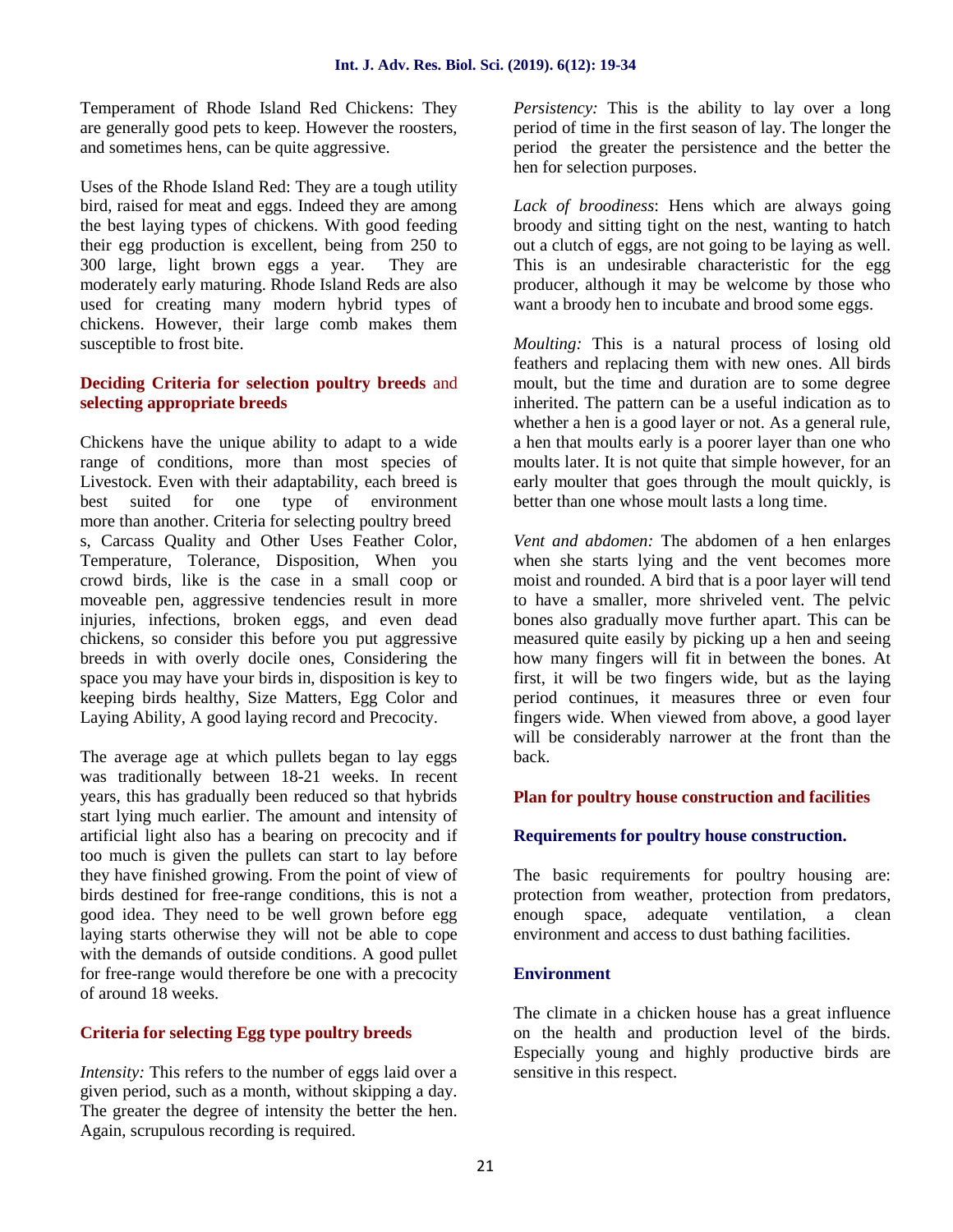Temperament of Rhode Island Red Chickens: They are generally good pets to keep. However the roosters, and sometimes hens, can be quite aggressive.

Uses of the Rhode Island Red: They are a tough utility bird, raised for meat and eggs. Indeed they are among the best laying types of chickens. With good feeding their egg production is excellent, being from 250 to 300 large, light brown eggs a year. They are moderately early maturing. Rhode Island Reds are also used for creating many modern hybrid types of chickens. However, their large comb makes them susceptible to frost bite.

### Deciding Criteria for selection poultry breeds and selecting appropriate breeds

Chickens have the unique ability to adapt to a wide range of conditions, more than most species of Livestock. Even with their adaptability, each breed is best suited for one type of environment more than another. Criteria for selecting poultry breed s, Carcass Quality and Other Uses Feather Color, Temperature, Tolerance, Disposition, When you crowd birds, like is the case in a small coop or moveable pen, aggressive tendencies result in more injuries, infections, broken eggs, and even dead chickens, so consider this before you put aggressive breeds in with overly docile ones, Considering the space you may have your birds in, disposition is key to keeping birds healthy, Size Matters, Egg Color and Laying Ability, A good laying record and Precocity.

The average age at which pullets began to lay eggs was traditionally between 18-21 weeks. In recent years, this has gradually been reduced so that hybrids start lying much earlier. The amount and intensity of artificial light also has a bearing on precocity and if too much is given the pullets can start to lay before they have finished growing. From the point of view of birds destined for free-range conditions, this is not a good idea. They need to be well grown before egg laying starts otherwise they will not be able to cope with the demands of outside conditions. A good pullet for free-range would therefore be one with a precocity of around 18 weeks.

### Criteria for selecting Egg type poultry breeds

*Intensity:* This refers to the number of eggs laid over a given period, such as a month, without skipping a day. The greater the degree of intensity the better the hen. Again, scrupulous recording is required.

*Persistency:* This is the ability to lay over a long period of time in the first season of lay. The longer the period the greater the persistence and the better the hen for selection purposes.

*Lack of broodiness*: Hens which are always going broody and sitting tight on the nest, wanting to hatch out a clutch of eggs, are not going to be laying as well. This is an undesirable characteristic for the egg producer, although it may be welcome by those who want a broody hen to incubate and brood some eggs.

*Moulting:* This is a natural process of losing old feathers and replacing them with new ones. All birds moult, but the time and duration are to some degree inherited. The pattern can be a useful indication as to whether a hen is a good layer or not. As a general rule, a hen that moults early is a poorer layer than one who moults later. It is not quite that simple however, for an early moulter that goes through the moult quickly, is better than one whose moult lasts a long time.

*Vent and abdomen:* The abdomen of a hen enlarges when she starts lying and the vent becomes more moist and rounded. A bird that is a poor layer will tend to have a smaller, more shriveled vent. The pelvic bones also gradually move further apart. This can be measured quite easily by picking up a hen and seeing how many fingers will fit in between the bones. At first, it will be two fingers wide, but as the laying period continues, it measures three or even four fingers wide. When viewed from above, a good layer will be considerably narrower at the front than the back.

### Plan for poultry house construction and facilities

### Requirements for poultry house construction.

The basic requirements for poultry housing are: protection from weather, protection from predators, enough space, adequate ventilation, a clean environment and access to dust bathing facilities.

### Environment

The climate in a chicken house has a great influence on the health and production level of the birds. Especially young and highly productive birds are sensitive in this respect.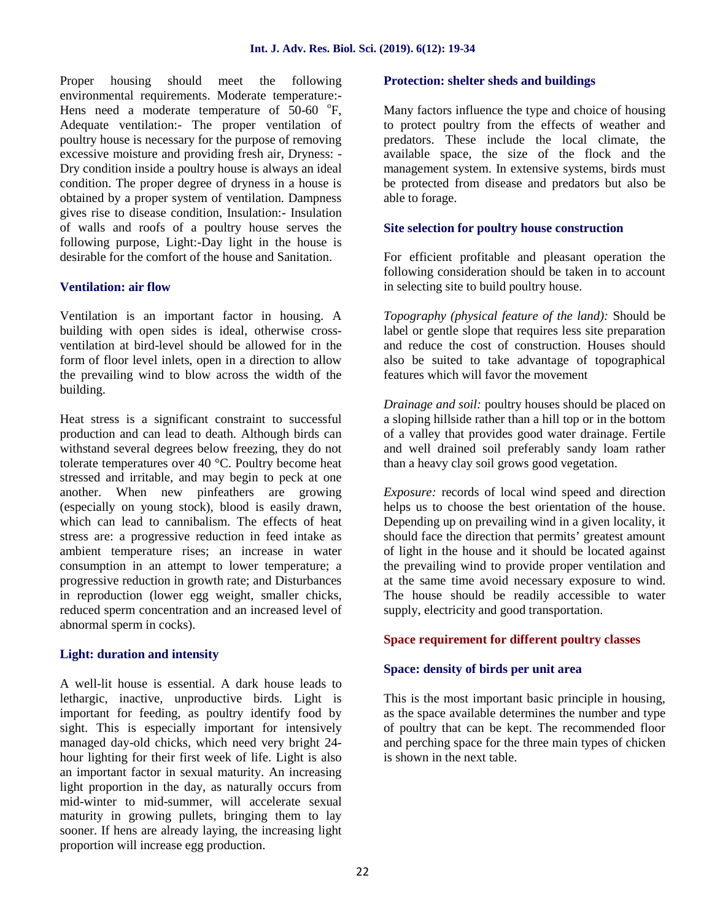Proper housing should meet the following environmental requirements. Moderate temperature:- Hens need a moderate temperature of 50-60 °F, Adequate ventilation:- The proper ventilation of poultry house is necessary for the purpose of removing excessive moisture and providing fresh air, Dryness: - Dry condition inside a poultry house is always an ideal condition. The proper degree of dryness in a house is obtained by a proper system of ventilation. Dampness gives rise to disease condition, Insulation:- Insulation of walls and roofs of a poultry house serves the following purpose, Light:-Day light in the house is desirable for the comfort of the house and Sanitation.

### Ventilation: air flow

Ventilation is an important factor in housing. A building with open sides is ideal, otherwise cross-ventilation at bird-level should be allowed for in the form of floor level inlets, open in a direction to allow the prevailing wind to blow across the width of the building.

Heat stress is a significant constraint to successful production and can lead to death. Although birds can withstand several degrees below freezing, they do not tolerate temperatures over 40 °C. Poultry become heat stressed and irritable, and may begin to peck at one another. When new pinfeathers are growing (especially on young stock), blood is easily drawn, which can lead to cannibalism. The effects of heat stress are: a progressive reduction in feed intake as ambient temperature rises; an increase in water consumption in an attempt to lower temperature; a progressive reduction in growth rate; and Disturbances in reproduction (lower egg weight, smaller chicks, reduced sperm concentration and an increased level of abnormal sperm in cocks).

### Light: duration and intensity

A well-lit house is essential. A dark house leads to lethargic, inactive, unproductive birds. Light is important for feeding, as poultry identify food by sight. This is especially important for intensively managed day-old chicks, which need very bright 24-hour lighting for their first week of life. Light is also an important factor in sexual maturity. An increasing light proportion in the day, as naturally occurs from mid-winter to mid-summer, will accelerate sexual maturity in growing pullets, bringing them to lay sooner. If hens are already laying, the increasing light proportion will increase egg production.

### Protection: shelter sheds and buildings

Many factors influence the type and choice of housing to protect poultry from the effects of weather and predators. These include the local climate, the available space, the size of the flock and the management system. In extensive systems, birds must be protected from disease and predators but also be able to forage.

### Site selection for poultry house construction

For efficient profitable and pleasant operation the following consideration should be taken in to account in selecting site to build poultry house.

*Topography (physical feature of the land):* Should be label or gentle slope that requires less site preparation and reduce the cost of construction. Houses should also be suited to take advantage of topographical features which will favor the movement

*Drainage and soil:* poultry houses should be placed on a sloping hillside rather than a hill top or in the bottom of a valley that provides good water drainage. Fertile and well drained soil preferably sandy loam rather than a heavy clay soil grows good vegetation.

*Exposure:* records of local wind speed and direction helps us to choose the best orientation of the house. Depending up on prevailing wind in a given locality, it should face the direction that permits' greatest amount of light in the house and it should be located against the prevailing wind to provide proper ventilation and at the same time avoid necessary exposure to wind. The house should be readily accessible to water supply, electricity and good transportation.

### Space requirement for different poultry classes

### Space: density of birds per unit area

This is the most important basic principle in housing, as the space available determines the number and type of poultry that can be kept. The recommended floor and perching space for the three main types of chicken is shown in the next table.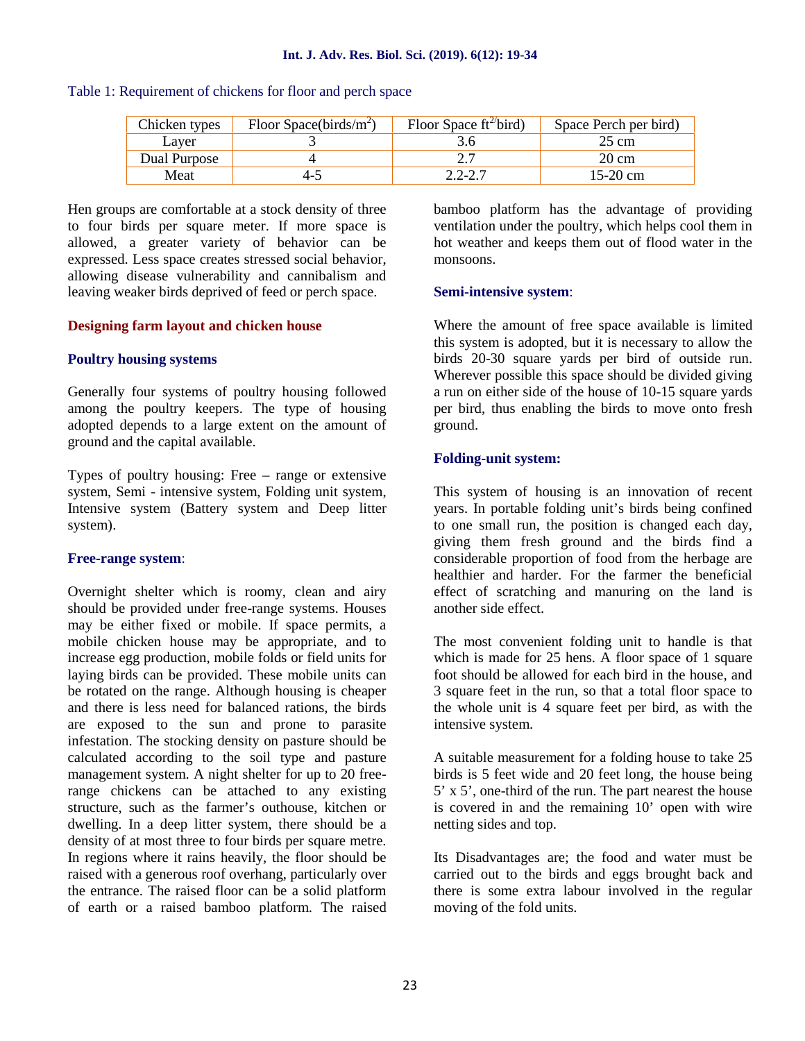Table 1: Requirement of chickens for floor and perch space

| Chicken types | Floor Space(birds/m$^2$) | Floor Space ft$^2$/bird) | Space Perch per bird) |
|---|---|---|---|
| Layer | 3 | 3.6 | 25 cm |
| Dual Purpose | 4 | 2.7 | 20 cm |
| Meat | 4-5 | 2.2-2.7 | 15-20 cm |

Hen groups are comfortable at a stock density of three to four birds per square meter. If more space is allowed, a greater variety of behavior can be expressed. Less space creates stressed social behavior, allowing disease vulnerability and cannibalism and leaving weaker birds deprived of feed or perch space.

## Designing farm layout and chicken house

### Poultry housing systems

Generally four systems of poultry housing followed among the poultry keepers. The type of housing adopted depends to a large extent on the amount of ground and the capital available.

Types of poultry housing: Free – range or extensive system, Semi - intensive system, Folding unit system, Intensive system (Battery system and Deep litter system).

### Free-range system:

Overnight shelter which is roomy, clean and airy should be provided under free-range systems. Houses may be either fixed or mobile. If space permits, a mobile chicken house may be appropriate, and to increase egg production, mobile folds or field units for laying birds can be provided. These mobile units can be rotated on the range. Although housing is cheaper and there is less need for balanced rations, the birds are exposed to the sun and prone to parasite infestation. The stocking density on pasture should be calculated according to the soil type and pasture management system. A night shelter for up to 20 free-range chickens can be attached to any existing structure, such as the farmer's outhouse, kitchen or dwelling. In a deep litter system, there should be a density of at most three to four birds per square metre. In regions where it rains heavily, the floor should be raised with a generous roof overhang, particularly over the entrance. The raised floor can be a solid platform of earth or a raised bamboo platform. The raised bamboo platform has the advantage of providing ventilation under the poultry, which helps cool them in hot weather and keeps them out of flood water in the monsoons.

### Semi-intensive system:

Where the amount of free space available is limited this system is adopted, but it is necessary to allow the birds 20-30 square yards per bird of outside run. Wherever possible this space should be divided giving a run on either side of the house of 10-15 square yards per bird, thus enabling the birds to move onto fresh ground.

### Folding-unit system:

This system of housing is an innovation of recent years. In portable folding unit's birds being confined to one small run, the position is changed each day, giving them fresh ground and the birds find a considerable proportion of food from the herbage are healthier and harder. For the farmer the beneficial effect of scratching and manuring on the land is another side effect.

The most convenient folding unit to handle is that which is made for 25 hens. A floor space of 1 square foot should be allowed for each bird in the house, and 3 square feet in the run, so that a total floor space to the whole unit is 4 square feet per bird, as with the intensive system.

A suitable measurement for a folding house to take 25 birds is 5 feet wide and 20 feet long, the house being 5' x 5', one-third of the run. The part nearest the house is covered in and the remaining 10' open with wire netting sides and top.

Its Disadvantages are; the food and water must be carried out to the birds and eggs brought back and there is some extra labour involved in the regular moving of the fold units.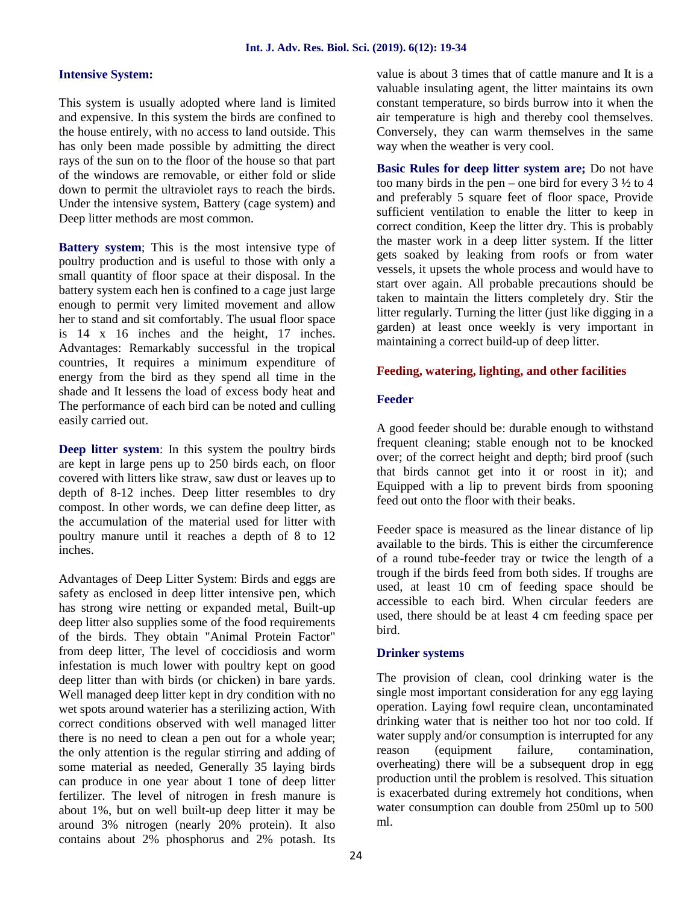### Intensive System:

This system is usually adopted where land is limited and expensive. In this system the birds are confined to the house entirely, with no access to land outside. This has only been made possible by admitting the direct rays of the sun on to the floor of the house so that part of the windows are removable, or either fold or slide down to permit the ultraviolet rays to reach the birds. Under the intensive system, Battery (cage system) and Deep litter methods are most common.

**Battery system**; This is the most intensive type of poultry production and is useful to those with only a small quantity of floor space at their disposal. In the battery system each hen is confined to a cage just large enough to permit very limited movement and allow her to stand and sit comfortably. The usual floor space is 14 x 16 inches and the height, 17 inches. Advantages: Remarkably successful in the tropical countries, It requires a minimum expenditure of energy from the bird as they spend all time in the shade and It lessens the load of excess body heat and The performance of each bird can be noted and culling easily carried out.

**Deep litter system**: In this system the poultry birds are kept in large pens up to 250 birds each, on floor covered with litters like straw, saw dust or leaves up to depth of 8-12 inches. Deep litter resembles to dry compost. In other words, we can define deep litter, as the accumulation of the material used for litter with poultry manure until it reaches a depth of 8 to 12 inches.

Advantages of Deep Litter System: Birds and eggs are safety as enclosed in deep litter intensive pen, which has strong wire netting or expanded metal, Built-up deep litter also supplies some of the food requirements of the birds. They obtain "Animal Protein Factor" from deep litter, The level of coccidiosis and worm infestation is much lower with poultry kept on good deep litter than with birds (or chicken) in bare yards. Well managed deep litter kept in dry condition with no wet spots around waterier has a sterilizing action, With correct conditions observed with well managed litter there is no need to clean a pen out for a whole year; the only attention is the regular stirring and adding of some material as needed, Generally 35 laying birds can produce in one year about 1 tone of deep litter fertilizer. The level of nitrogen in fresh manure is about 1%, but on well built-up deep litter it may be around 3% nitrogen (nearly 20% protein). It also contains about 2% phosphorus and 2% potash. Its value is about 3 times that of cattle manure and It is a valuable insulating agent, the litter maintains its own constant temperature, so birds burrow into it when the air temperature is high and thereby cool themselves. Conversely, they can warm themselves in the same way when the weather is very cool.

**Basic Rules for deep litter system are;** Do not have too many birds in the pen – one bird for every 3 ½ to 4 and preferably 5 square feet of floor space, Provide sufficient ventilation to enable the litter to keep in correct condition, Keep the litter dry. This is probably the master work in a deep litter system. If the litter gets soaked by leaking from roofs or from water vessels, it upsets the whole process and would have to start over again. All probable precautions should be taken to maintain the litters completely dry. Stir the litter regularly. Turning the litter (just like digging in a garden) at least once weekly is very important in maintaining a correct build-up of deep litter.

## Feeding, watering, lighting, and other facilities

### Feeder

A good feeder should be: durable enough to withstand frequent cleaning; stable enough not to be knocked over; of the correct height and depth; bird proof (such that birds cannot get into it or roost in it); and Equipped with a lip to prevent birds from spooning feed out onto the floor with their beaks.

Feeder space is measured as the linear distance of lip available to the birds. This is either the circumference of a round tube-feeder tray or twice the length of a trough if the birds feed from both sides. If troughs are used, at least 10 cm of feeding space should be accessible to each bird. When circular feeders are used, there should be at least 4 cm feeding space per bird.

### Drinker systems

The provision of clean, cool drinking water is the single most important consideration for any egg laying operation. Laying fowl require clean, uncontaminated drinking water that is neither too hot nor too cold. If water supply and/or consumption is interrupted for any reason (equipment failure, contamination, overheating) there will be a subsequent drop in egg production until the problem is resolved. This situation is exacerbated during extremely hot conditions, when water consumption can double from 250ml up to 500 ml.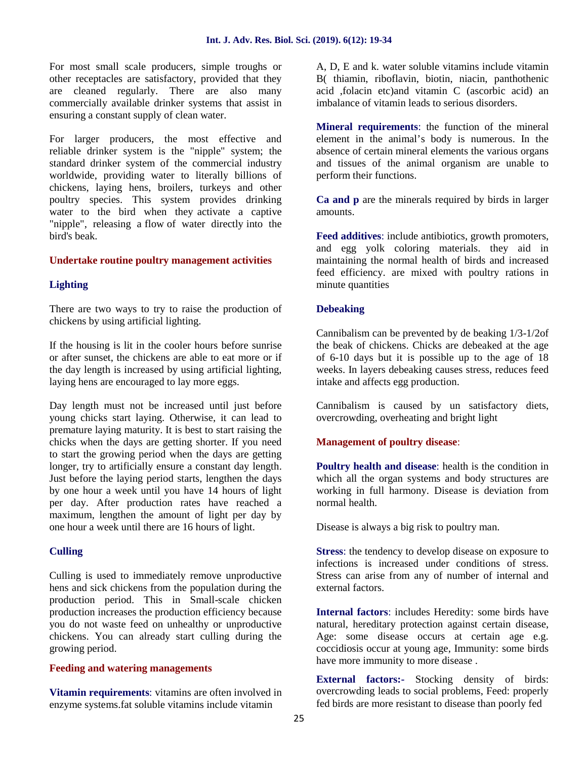For most small scale producers, simple troughs or other receptacles are satisfactory, provided that they are cleaned regularly. There are also many commercially available drinker systems that assist in ensuring a constant supply of clean water.

For larger producers, the most effective and reliable drinker system is the "nipple" system; the standard drinker system of the commercial industry worldwide, providing water to literally billions of chickens, laying hens, broilers, turkeys and other poultry species. This system provides drinking water to the bird when they activate a captive "nipple", releasing a flow of water directly into the bird's beak.

## Undertake routine poultry management activities

### Lighting

There are two ways to try to raise the production of chickens by using artificial lighting.

If the housing is lit in the cooler hours before sunrise or after sunset, the chickens are able to eat more or if the day length is increased by using artificial lighting, laying hens are encouraged to lay more eggs.

Day length must not be increased until just before young chicks start laying. Otherwise, it can lead to premature laying maturity. It is best to start raising the chicks when the days are getting shorter. If you need to start the growing period when the days are getting longer, try to artificially ensure a constant day length. Just before the laying period starts, lengthen the days by one hour a week until you have 14 hours of light per day. After production rates have reached a maximum, lengthen the amount of light per day by one hour a week until there are 16 hours of light.

### Culling

Culling is used to immediately remove unproductive hens and sick chickens from the population during the production period. This in Small-scale chicken production increases the production efficiency because you do not waste feed on unhealthy or unproductive chickens. You can already start culling during the growing period.

## Feeding and watering managements

**Vitamin requirements**: vitamins are often involved in enzyme systems.fat soluble vitamins include vitamin A, D, E and k. water soluble vitamins include vitamin B( thiamin, riboflavin, biotin, niacin, panthothenic acid ,folacin etc)and vitamin C (ascorbic acid) an imbalance of vitamin leads to serious disorders.

**Mineral requirements**: the function of the mineral element in the animal's body is numerous. In the absence of certain mineral elements the various organs and tissues of the animal organism are unable to perform their functions.

**Ca and p** are the minerals required by birds in larger amounts.

**Feed additives**: include antibiotics, growth promoters, and egg yolk coloring materials. they aid in maintaining the normal health of birds and increased feed efficiency. are mixed with poultry rations in minute quantities

### Debeaking

Cannibalism can be prevented by de beaking 1/3-1/2of the beak of chickens. Chicks are debeaked at the age of 6-10 days but it is possible up to the age of 18 weeks. In layers debeaking causes stress, reduces feed intake and affects egg production.

Cannibalism is caused by un satisfactory diets, overcrowding, overheating and bright light

## Management of poultry disease:

**Poultry health and disease**: health is the condition in which all the organ systems and body structures are working in full harmony. Disease is deviation from normal health.

Disease is always a big risk to poultry man.

**Stress**: the tendency to develop disease on exposure to infections is increased under conditions of stress. Stress can arise from any of number of internal and external factors.

**Internal factors**: includes Heredity: some birds have natural, hereditary protection against certain disease, Age: some disease occurs at certain age e.g. coccidiosis occur at young age, Immunity: some birds have more immunity to more disease .

**External factors:-** Stocking density of birds: overcrowding leads to social problems, Feed: properly fed birds are more resistant to disease than poorly fed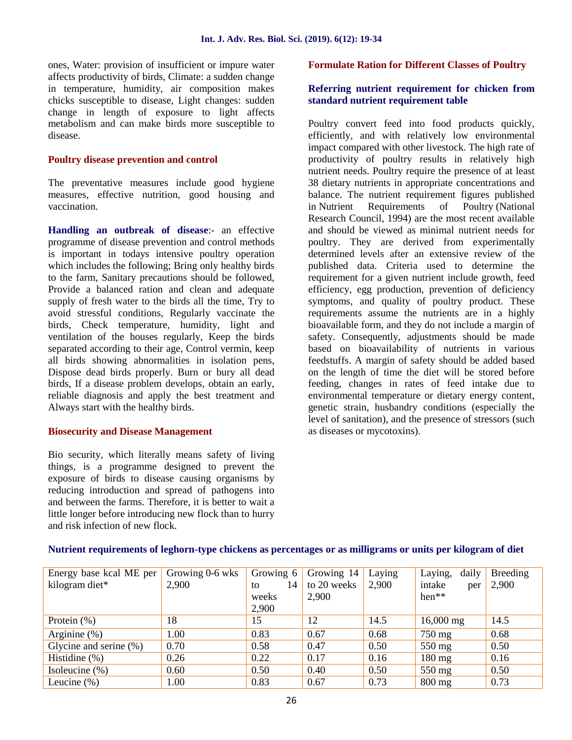ones, Water: provision of insufficient or impure water affects productivity of birds, Climate: a sudden change in temperature, humidity, air composition makes chicks susceptible to disease, Light changes: sudden change in length of exposure to light affects metabolism and can make birds more susceptible to disease.

### Poultry disease prevention and control

The preventative measures include good hygiene measures, effective nutrition, good housing and vaccination.

**Handling an outbreak of disease**:- an effective programme of disease prevention and control methods is important in todays intensive poultry operation which includes the following; Bring only healthy birds to the farm, Sanitary precautions should be followed, Provide a balanced ration and clean and adequate supply of fresh water to the birds all the time, Try to avoid stressful conditions, Regularly vaccinate the birds, Check temperature, humidity, light and ventilation of the houses regularly, Keep the birds separated according to their age, Control vermin, keep all birds showing abnormalities in isolation pens, Dispose dead birds properly. Burn or bury all dead birds, If a disease problem develops, obtain an early, reliable diagnosis and apply the best treatment and Always start with the healthy birds.

### Biosecurity and Disease Management

Bio security, which literally means safety of living things, is a programme designed to prevent the exposure of birds to disease causing organisms by reducing introduction and spread of pathogens into and between the farms. Therefore, it is better to wait a little longer before introducing new flock than to hurry and risk infection of new flock.

### Formulate Ration for Different Classes of Poultry

#### Referring nutrient requirement for chicken from standard nutrient requirement table

Poultry convert feed into food products quickly, efficiently, and with relatively low environmental impact compared with other livestock. The high rate of productivity of poultry results in relatively high nutrient needs. Poultry require the presence of at least 38 dietary nutrients in appropriate concentrations and balance. The nutrient requirement figures published in Nutrient Requirements of Poultry (National Research Council, 1994) are the most recent available and should be viewed as minimal nutrient needs for poultry. They are derived from experimentally determined levels after an extensive review of the published data. Criteria used to determine the requirement for a given nutrient include growth, feed efficiency, egg production, prevention of deficiency symptoms, and quality of poultry product. These requirements assume the nutrients are in a highly bioavailable form, and they do not include a margin of safety. Consequently, adjustments should be made based on bioavailability of nutrients in various feedstuffs. A margin of safety should be added based on the length of time the diet will be stored before feeding, changes in rates of feed intake due to environmental temperature or dietary energy content, genetic strain, husbandry conditions (especially the level of sanitation), and the presence of stressors (such as diseases or mycotoxins).

**Nutrient requirements of leghorn-type chickens as percentages or as milligrams or units per kilogram of diet**

| Energy base kcal ME per kilogram diet* | Growing 0-6 wks 2,900 | Growing 6 to 14 weeks 2,900 | Growing 14 to 20 weeks 2,900 | Laying 2,900 | Laying, daily intake per hen** | Breeding 2,900 |
|---|---|---|---|---|---|---|
| Protein (%) | 18 | 15 | 12 | 14.5 | 16,000 mg | 14.5 |
| Arginine (%) | 1.00 | 0.83 | 0.67 | 0.68 | 750 mg | 0.68 |
| Glycine and serine (%) | 0.70 | 0.58 | 0.47 | 0.50 | 550 mg | 0.50 |
| Histidine (%) | 0.26 | 0.22 | 0.17 | 0.16 | 180 mg | 0.16 |
| Isoleucine (%) | 0.60 | 0.50 | 0.40 | 0.50 | 550 mg | 0.50 |
| Leucine (%) | 1.00 | 0.83 | 0.67 | 0.73 | 800 mg | 0.73 |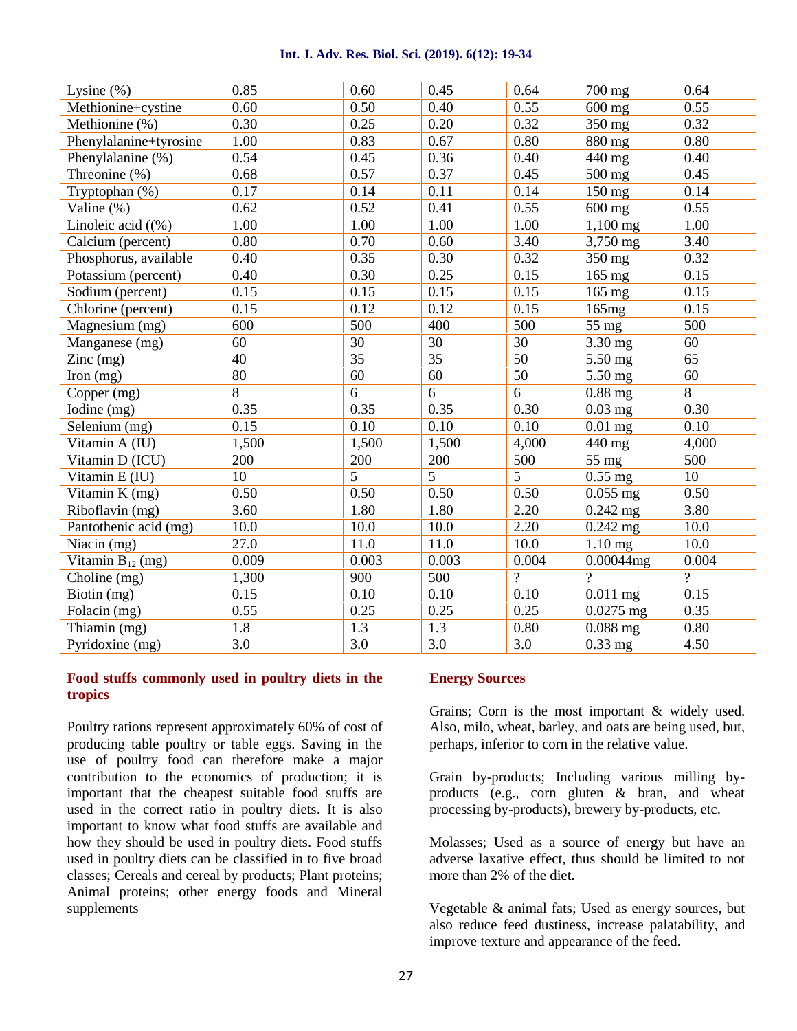| Lysine (%) | 0.85 | 0.60 | 0.45 | 0.64 | 700 mg | 0.64 |
|---|---|---|---|---|---|---|
| Methionine+cystine | 0.60 | 0.50 | 0.40 | 0.55 | 600 mg | 0.55 |
| Methionine (%) | 0.30 | 0.25 | 0.20 | 0.32 | 350 mg | 0.32 |
| Phenylalanine+tyrosine | 1.00 | 0.83 | 0.67 | 0.80 | 880 mg | 0.80 |
| Phenylalanine (%) | 0.54 | 0.45 | 0.36 | 0.40 | 440 mg | 0.40 |
| Threonine (%) | 0.68 | 0.57 | 0.37 | 0.45 | 500 mg | 0.45 |
| Tryptophan (%) | 0.17 | 0.14 | 0.11 | 0.14 | 150 mg | 0.14 |
| Valine (%) | 0.62 | 0.52 | 0.41 | 0.55 | 600 mg | 0.55 |
| Linoleic acid ((%) | 1.00 | 1.00 | 1.00 | 1.00 | 1,100 mg | 1.00 |
| Calcium (percent) | 0.80 | 0.70 | 0.60 | 3.40 | 3,750 mg | 3.40 |
| Phosphorus, available | 0.40 | 0.35 | 0.30 | 0.32 | 350 mg | 0.32 |
| Potassium (percent) | 0.40 | 0.30 | 0.25 | 0.15 | 165 mg | 0.15 |
| Sodium (percent) | 0.15 | 0.15 | 0.15 | 0.15 | 165 mg | 0.15 |
| Chlorine (percent) | 0.15 | 0.12 | 0.12 | 0.15 | 165mg | 0.15 |
| Magnesium (mg) | 600 | 500 | 400 | 500 | 55 mg | 500 |
| Manganese (mg) | 60 | 30 | 30 | 30 | 3.30 mg | 60 |
| Zinc (mg) | 40 | 35 | 35 | 50 | 5.50 mg | 65 |
| Iron (mg) | 80 | 60 | 60 | 50 | 5.50 mg | 60 |
| Copper (mg) | 8 | 6 | 6 | 6 | 0.88 mg | 8 |
| Iodine (mg) | 0.35 | 0.35 | 0.35 | 0.30 | 0.03 mg | 0.30 |
| Selenium (mg) | 0.15 | 0.10 | 0.10 | 0.10 | 0.01 mg | 0.10 |
| Vitamin A (IU) | 1,500 | 1,500 | 1,500 | 4,000 | 440 mg | 4,000 |
| Vitamin D (ICU) | 200 | 200 | 200 | 500 | 55 mg | 500 |
| Vitamin E (IU) | 10 | 5 | 5 | 5 | 0.55 mg | 10 |
| Vitamin K (mg) | 0.50 | 0.50 | 0.50 | 0.50 | 0.055 mg | 0.50 |
| Riboflavin (mg) | 3.60 | 1.80 | 1.80 | 2.20 | 0.242 mg | 3.80 |
| Pantothenic acid (mg) | 10.0 | 10.0 | 10.0 | 2.20 | 0.242 mg | 10.0 |
| Niacin (mg) | 27.0 | 11.0 | 11.0 | 10.0 | 1.10 mg | 10.0 |
| Vitamin $B_{12}$ (mg) | 0.009 | 0.003 | 0.003 | 0.004 | 0.00044mg | 0.004 |
| Choline (mg) | 1,300 | 900 | 500 | ? | ? | ? |
| Biotin (mg) | 0.15 | 0.10 | 0.10 | 0.10 | 0.011 mg | 0.15 |
| Folacin (mg) | 0.55 | 0.25 | 0.25 | 0.25 | 0.0275 mg | 0.35 |
| Thiamin (mg) | 1.8 | 1.3 | 1.3 | 0.80 | 0.088 mg | 0.80 |
| Pyridoxine (mg) | 3.0 | 3.0 | 3.0 | 3.0 | 0.33 mg | 4.50 |

## Food stuffs commonly used in poultry diets in the tropics

Poultry rations represent approximately 60% of cost of producing table poultry or table eggs. Saving in the use of poultry food can therefore make a major contribution to the economics of production; it is important that the cheapest suitable food stuffs are used in the correct ratio in poultry diets. It is also important to know what food stuffs are available and how they should be used in poultry diets. Food stuffs used in poultry diets can be classified in to five broad classes; Cereals and cereal by products; Plant proteins; Animal proteins; other energy foods and Mineral supplements

## Energy Sources

Grains; Corn is the most important & widely used. Also, milo, wheat, barley, and oats are being used, but, perhaps, inferior to corn in the relative value.

Grain by-products; Including various milling by-products (e.g., corn gluten & bran, and wheat processing by-products), brewery by-products, etc.

Molasses; Used as a source of energy but have an adverse laxative effect, thus should be limited to not more than 2% of the diet.

Vegetable & animal fats; Used as energy sources, but also reduce feed dustiness, increase palatability, and improve texture and appearance of the feed.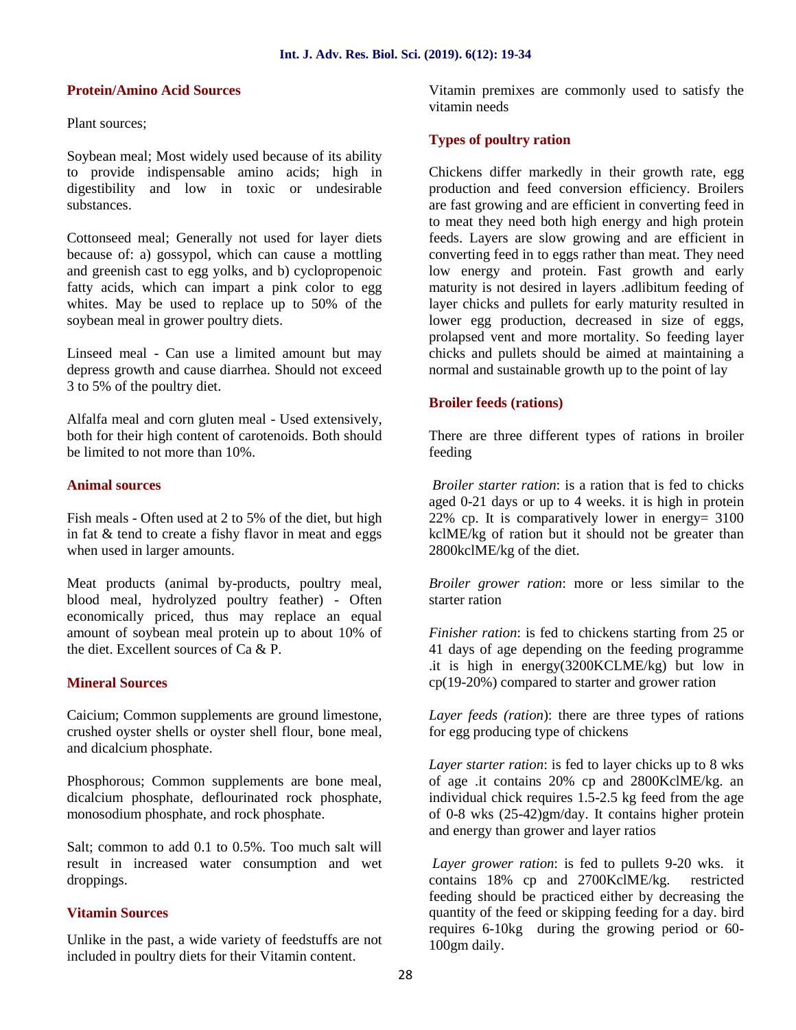### Protein/Amino Acid Sources

Plant sources;

Soybean meal; Most widely used because of its ability to provide indispensable amino acids; high in digestibility and low in toxic or undesirable substances.

Cottonseed meal; Generally not used for layer diets because of: a) gossypol, which can cause a mottling and greenish cast to egg yolks, and b) cyclopropenoic fatty acids, which can impart a pink color to egg whites. May be used to replace up to 50% of the soybean meal in grower poultry diets.

Linseed meal - Can use a limited amount but may depress growth and cause diarrhea. Should not exceed 3 to 5% of the poultry diet.

Alfalfa meal and corn gluten meal - Used extensively, both for their high content of carotenoids. Both should be limited to not more than 10%.

### Animal sources

Fish meals - Often used at 2 to 5% of the diet, but high in fat & tend to create a fishy flavor in meat and eggs when used in larger amounts.

Meat products (animal by-products, poultry meal, blood meal, hydrolyzed poultry feather) - Often economically priced, thus may replace an equal amount of soybean meal protein up to about 10% of the diet. Excellent sources of Ca & P.

### Mineral Sources

Caicium; Common supplements are ground limestone, crushed oyster shells or oyster shell flour, bone meal, and dicalcium phosphate.

Phosphorous; Common supplements are bone meal, dicalcium phosphate, deflourinated rock phosphate, monosodium phosphate, and rock phosphate.

Salt; common to add 0.1 to 0.5%. Too much salt will result in increased water consumption and wet droppings.

### Vitamin Sources

Unlike in the past, a wide variety of feedstuffs are not included in poultry diets for their Vitamin content. Vitamin premixes are commonly used to satisfy the vitamin needs

### Types of poultry ration

Chickens differ markedly in their growth rate, egg production and feed conversion efficiency. Broilers are fast growing and are efficient in converting feed in to meat they need both high energy and high protein feeds. Layers are slow growing and are efficient in converting feed in to eggs rather than meat. They need low energy and protein. Fast growth and early maturity is not desired in layers .adlibitum feeding of layer chicks and pullets for early maturity resulted in lower egg production, decreased in size of eggs, prolapsed vent and more mortality. So feeding layer chicks and pullets should be aimed at maintaining a normal and sustainable growth up to the point of lay

### Broiler feeds (rations)

There are three different types of rations in broiler feeding

*Broiler starter ration*: is a ration that is fed to chicks aged 0-21 days or up to 4 weeks. it is high in protein 22% cp. It is comparatively lower in energy= 3100 kclME/kg of ration but it should not be greater than 2800kclME/kg of the diet.

*Broiler grower ration*: more or less similar to the starter ration

*Finisher ration*: is fed to chickens starting from 25 or 41 days of age depending on the feeding programme .it is high in energy(3200KCLME/kg) but low in cp(19-20%) compared to starter and grower ration

*Layer feeds (ration*): there are three types of rations for egg producing type of chickens

*Layer starter ration*: is fed to layer chicks up to 8 wks of age .it contains 20% cp and 2800KclME/kg. an individual chick requires 1.5-2.5 kg feed from the age of 0-8 wks (25-42)gm/day. It contains higher protein and energy than grower and layer ratios

*Layer grower ration*: is fed to pullets 9-20 wks. it contains 18% cp and 2700KclME/kg. restricted feeding should be practiced either by decreasing the quantity of the feed or skipping feeding for a day. bird requires 6-10kg during the growing period or 60-100gm daily.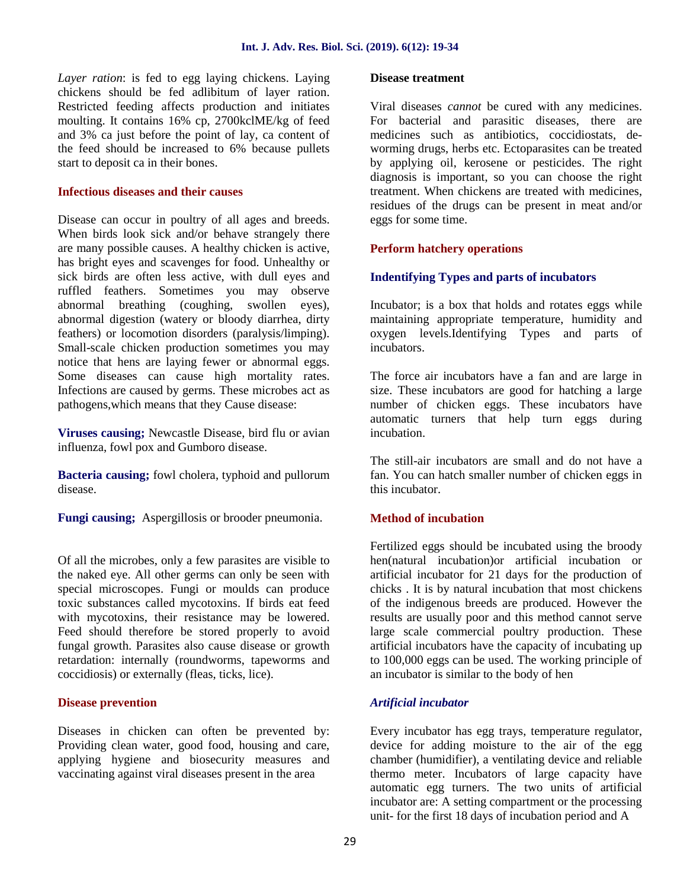*Layer ration*: is fed to egg laying chickens. Laying chickens should be fed adlibitum of layer ration. Restricted feeding affects production and initiates moulting. It contains 16% cp, 2700kclME/kg of feed and 3% ca just before the point of lay, ca content of the feed should be increased to 6% because pullets start to deposit ca in their bones.

## Infectious diseases and their causes

Disease can occur in poultry of all ages and breeds. When birds look sick and/or behave strangely there are many possible causes. A healthy chicken is active, has bright eyes and scavenges for food. Unhealthy or sick birds are often less active, with dull eyes and ruffled feathers. Sometimes you may observe abnormal breathing (coughing, swollen eyes), abnormal digestion (watery or bloody diarrhea, dirty feathers) or locomotion disorders (paralysis/limping). Small-scale chicken production sometimes you may notice that hens are laying fewer or abnormal eggs. Some diseases can cause high mortality rates. Infections are caused by germs. These microbes act as pathogens,which means that they Cause disease:

**Viruses causing;** Newcastle Disease, bird flu or avian influenza, fowl pox and Gumboro disease.

**Bacteria causing;** fowl cholera, typhoid and pullorum disease.

**Fungi causing;** Aspergillosis or brooder pneumonia.

Of all the microbes, only a few parasites are visible to the naked eye. All other germs can only be seen with special microscopes. Fungi or moulds can produce toxic substances called mycotoxins. If birds eat feed with mycotoxins, their resistance may be lowered. Feed should therefore be stored properly to avoid fungal growth. Parasites also cause disease or growth retardation: internally (roundworms, tapeworms and coccidiosis) or externally (fleas, ticks, lice).

## Disease prevention

Diseases in chicken can often be prevented by: Providing clean water, good food, housing and care, applying hygiene and biosecurity measures and vaccinating against viral diseases present in the area

**Disease treatment**

Viral diseases *cannot* be cured with any medicines. For bacterial and parasitic diseases, there are medicines such as antibiotics, coccidiostats, de-worming drugs, herbs etc. Ectoparasites can be treated by applying oil, kerosene or pesticides. The right diagnosis is important, so you can choose the right treatment. When chickens are treated with medicines, residues of the drugs can be present in meat and/or eggs for some time.

## Perform hatchery operations

### Indentifying Types and parts of incubators

Incubator; is a box that holds and rotates eggs while maintaining appropriate temperature, humidity and oxygen levels.Identifying Types and parts of incubators.

The force air incubators have a fan and are large in size. These incubators are good for hatching a large number of chicken eggs. These incubators have automatic turners that help turn eggs during incubation.

The still-air incubators are small and do not have a fan. You can hatch smaller number of chicken eggs in this incubator.

## Method of incubation

Fertilized eggs should be incubated using the broody hen(natural incubation)or artificial incubation or artificial incubator for 21 days for the production of chicks . It is by natural incubation that most chickens of the indigenous breeds are produced. However the results are usually poor and this method cannot serve large scale commercial poultry production. These artificial incubators have the capacity of incubating up to 100,000 eggs can be used. The working principle of an incubator is similar to the body of hen

### *Artificial incubator*

Every incubator has egg trays, temperature regulator, device for adding moisture to the air of the egg chamber (humidifier), a ventilating device and reliable thermo meter. Incubators of large capacity have automatic egg turners. The two units of artificial incubator are: A setting compartment or the processing unit- for the first 18 days of incubation period and A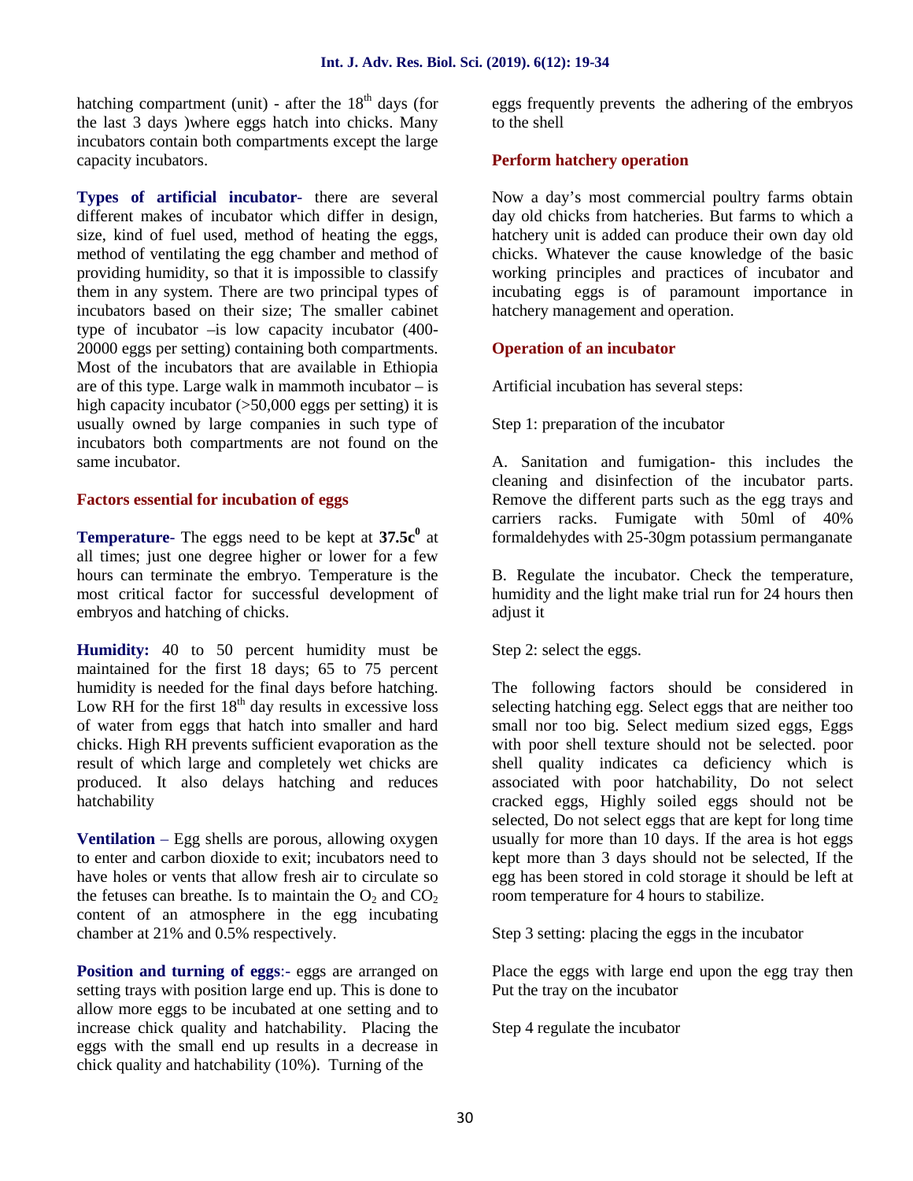hatching compartment (unit) - after the $18^{th}$ days (for the last 3 days )where eggs hatch into chicks. Many incubators contain both compartments except the large capacity incubators.

**Types of artificial incubator**- there are several different makes of incubator which differ in design, size, kind of fuel used, method of heating the eggs, method of ventilating the egg chamber and method of providing humidity, so that it is impossible to classify them in any system. There are two principal types of incubators based on their size; The smaller cabinet type of incubator –is low capacity incubator (400-20000 eggs per setting) containing both compartments. Most of the incubators that are available in Ethiopia are of this type. Large walk in mammoth incubator – is high capacity incubator (>50,000 eggs per setting) it is usually owned by large companies in such type of incubators both compartments are not found on the same incubator.

### Factors essential for incubation of eggs

**Temperature**- The eggs need to be kept at **$37.5c^0$** at all times; just one degree higher or lower for a few hours can terminate the embryo. Temperature is the most critical factor for successful development of embryos and hatching of chicks.

**Humidity:** 40 to 50 percent humidity must be maintained for the first 18 days; 65 to 75 percent humidity is needed for the final days before hatching. Low RH for the first $18^{th}$ day results in excessive loss of water from eggs that hatch into smaller and hard chicks. High RH prevents sufficient evaporation as the result of which large and completely wet chicks are produced. It also delays hatching and reduces hatchability

**Ventilation** – Egg shells are porous, allowing oxygen to enter and carbon dioxide to exit; incubators need to have holes or vents that allow fresh air to circulate so the fetuses can breathe. Is to maintain the $O_2$ and $CO_2$ content of an atmosphere in the egg incubating chamber at 21% and 0.5% respectively.

**Position and turning of eggs**:- eggs are arranged on setting trays with position large end up. This is done to allow more eggs to be incubated at one setting and to increase chick quality and hatchability. Placing the eggs with the small end up results in a decrease in chick quality and hatchability (10%). Turning of the eggs frequently prevents the adhering of the embryos to the shell

### Perform hatchery operation

Now a day's most commercial poultry farms obtain day old chicks from hatcheries. But farms to which a hatchery unit is added can produce their own day old chicks. Whatever the cause knowledge of the basic working principles and practices of incubator and incubating eggs is of paramount importance in hatchery management and operation.

### Operation of an incubator

Artificial incubation has several steps:

Step 1: preparation of the incubator

A. Sanitation and fumigation- this includes the cleaning and disinfection of the incubator parts. Remove the different parts such as the egg trays and carriers racks. Fumigate with 50ml of 40% formaldehydes with 25-30gm potassium permanganate

B. Regulate the incubator. Check the temperature, humidity and the light make trial run for 24 hours then adjust it

Step 2: select the eggs.

The following factors should be considered in selecting hatching egg. Select eggs that are neither too small nor too big. Select medium sized eggs, Eggs with poor shell texture should not be selected. poor shell quality indicates ca deficiency which is associated with poor hatchability, Do not select cracked eggs, Highly soiled eggs should not be selected, Do not select eggs that are kept for long time usually for more than 10 days. If the area is hot eggs kept more than 3 days should not be selected, If the egg has been stored in cold storage it should be left at room temperature for 4 hours to stabilize.

Step 3 setting: placing the eggs in the incubator

Place the eggs with large end upon the egg tray then Put the tray on the incubator

Step 4 regulate the incubator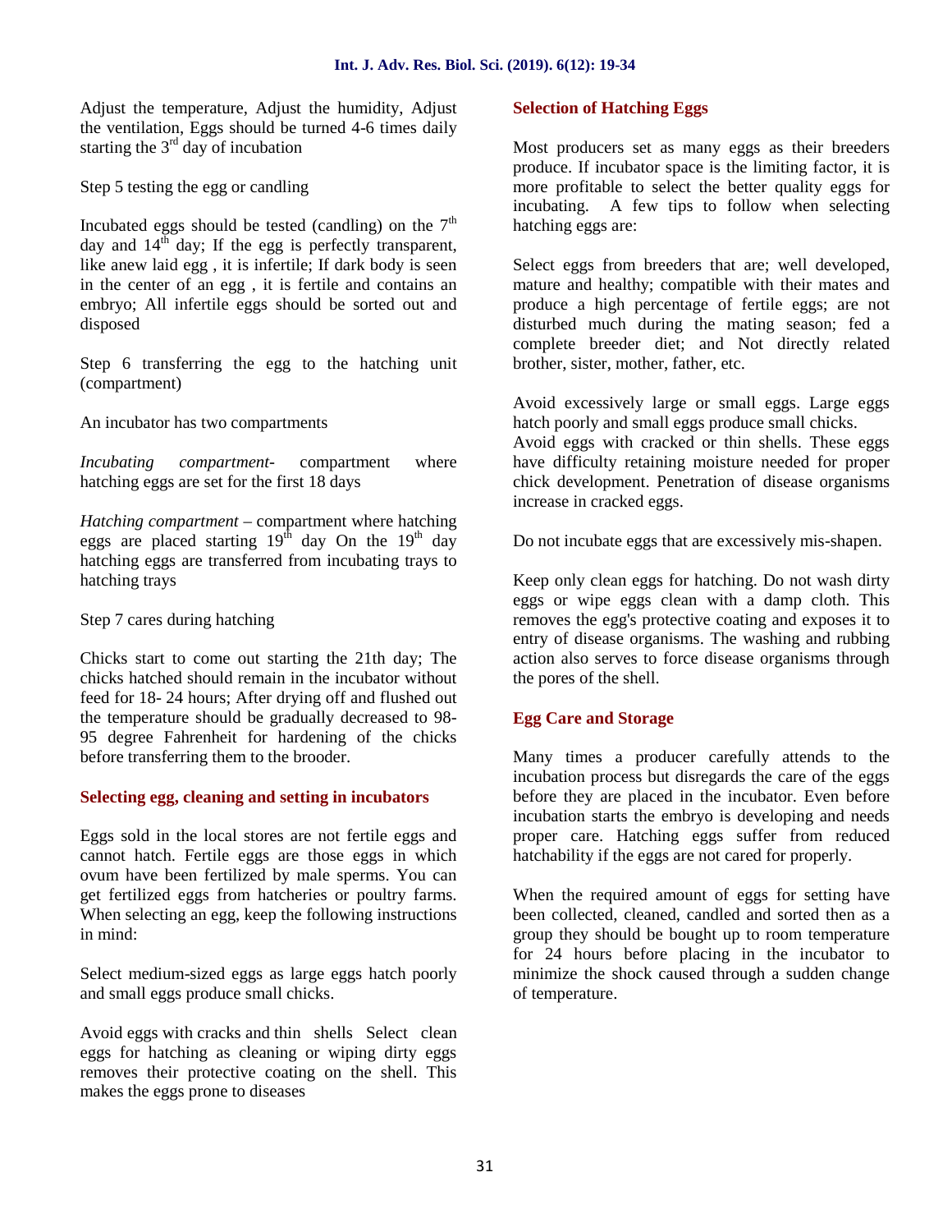Adjust the temperature, Adjust the humidity, Adjust the ventilation, Eggs should be turned 4-6 times daily starting the 3rd day of incubation

Step 5 testing the egg or candling

Incubated eggs should be tested (candling) on the 7th day and 14th day; If the egg is perfectly transparent, like anew laid egg , it is infertile; If dark body is seen in the center of an egg , it is fertile and contains an embryo; All infertile eggs should be sorted out and disposed

Step 6 transferring the egg to the hatching unit (compartment)

An incubator has two compartments

*Incubating compartment*- compartment where hatching eggs are set for the first 18 days

*Hatching compartment* – compartment where hatching eggs are placed starting 19th day On the 19th day hatching eggs are transferred from incubating trays to hatching trays

Step 7 cares during hatching

Chicks start to come out starting the 21th day; The chicks hatched should remain in the incubator without feed for 18- 24 hours; After drying off and flushed out the temperature should be gradually decreased to 98-95 degree Fahrenheit for hardening of the chicks before transferring them to the brooder.

### Selecting egg, cleaning and setting in incubators

Eggs sold in the local stores are not fertile eggs and cannot hatch. Fertile eggs are those eggs in which ovum have been fertilized by male sperms. You can get fertilized eggs from hatcheries or poultry farms. When selecting an egg, keep the following instructions in mind:

Select medium-sized eggs as large eggs hatch poorly and small eggs produce small chicks.

Avoid eggs with cracks and thin shells Select clean eggs for hatching as cleaning or wiping dirty eggs removes their protective coating on the shell. This makes the eggs prone to diseases

### Selection of Hatching Eggs

Most producers set as many eggs as their breeders produce. If incubator space is the limiting factor, it is more profitable to select the better quality eggs for incubating. A few tips to follow when selecting hatching eggs are:

Select eggs from breeders that are; well developed, mature and healthy; compatible with their mates and produce a high percentage of fertile eggs; are not disturbed much during the mating season; fed a complete breeder diet; and Not directly related brother, sister, mother, father, etc.

Avoid excessively large or small eggs. Large eggs hatch poorly and small eggs produce small chicks.
Avoid eggs with cracked or thin shells. These eggs have difficulty retaining moisture needed for proper chick development. Penetration of disease organisms increase in cracked eggs.

Do not incubate eggs that are excessively mis-shapen.

Keep only clean eggs for hatching. Do not wash dirty eggs or wipe eggs clean with a damp cloth. This removes the egg's protective coating and exposes it to entry of disease organisms. The washing and rubbing action also serves to force disease organisms through the pores of the shell.

### Egg Care and Storage

Many times a producer carefully attends to the incubation process but disregards the care of the eggs before they are placed in the incubator. Even before incubation starts the embryo is developing and needs proper care. Hatching eggs suffer from reduced hatchability if the eggs are not cared for properly.

When the required amount of eggs for setting have been collected, cleaned, candled and sorted then as a group they should be bought up to room temperature for 24 hours before placing in the incubator to minimize the shock caused through a sudden change of temperature.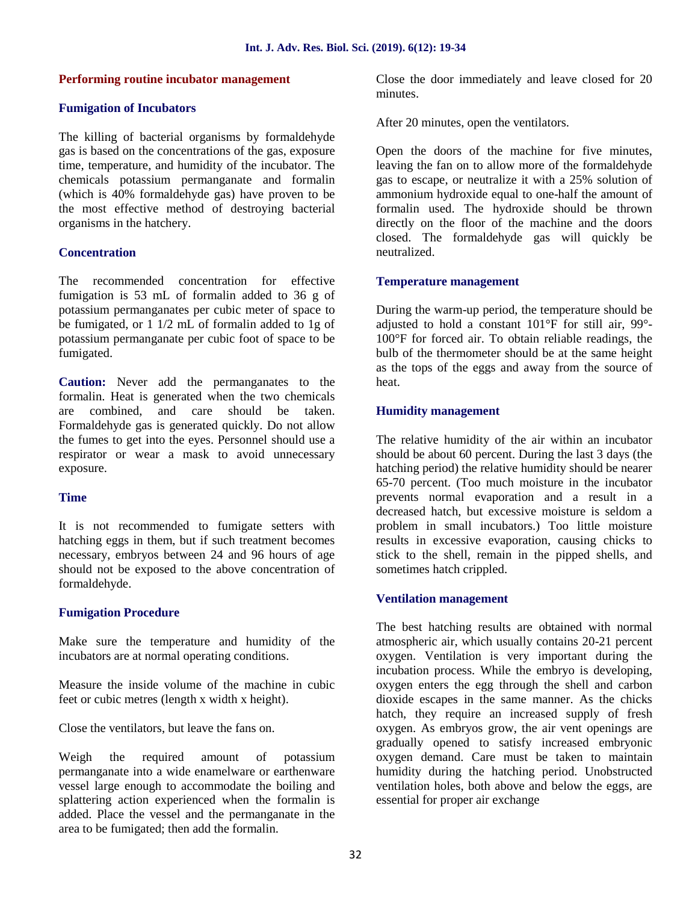## Performing routine incubator management

### Fumigation of Incubators

The killing of bacterial organisms by formaldehyde gas is based on the concentrations of the gas, exposure time, temperature, and humidity of the incubator. The chemicals potassium permanganate and formalin (which is 40% formaldehyde gas) have proven to be the most effective method of destroying bacterial organisms in the hatchery.

### Concentration

The recommended concentration for effective fumigation is 53 mL of formalin added to 36 g of potassium permanganates per cubic meter of space to be fumigated, or 1 1/2 mL of formalin added to 1g of potassium permanganate per cubic foot of space to be fumigated.

**Caution:** Never add the permanganates to the formalin. Heat is generated when the two chemicals are combined, and care should be taken. Formaldehyde gas is generated quickly. Do not allow the fumes to get into the eyes. Personnel should use a respirator or wear a mask to avoid unnecessary exposure.

### Time

It is not recommended to fumigate setters with hatching eggs in them, but if such treatment becomes necessary, embryos between 24 and 96 hours of age should not be exposed to the above concentration of formaldehyde.

### Fumigation Procedure

Make sure the temperature and humidity of the incubators are at normal operating conditions.

Measure the inside volume of the machine in cubic feet or cubic metres (length x width x height).

Close the ventilators, but leave the fans on.

Weigh the required amount of potassium permanganate into a wide enamelware or earthenware vessel large enough to accommodate the boiling and splattering action experienced when the formalin is added. Place the vessel and the permanganate in the area to be fumigated; then add the formalin.

Close the door immediately and leave closed for 20 minutes.

After 20 minutes, open the ventilators.

Open the doors of the machine for five minutes, leaving the fan on to allow more of the formaldehyde gas to escape, or neutralize it with a 25% solution of ammonium hydroxide equal to one-half the amount of formalin used. The hydroxide should be thrown directly on the floor of the machine and the doors closed. The formaldehyde gas will quickly be neutralized.

### Temperature management

During the warm-up period, the temperature should be adjusted to hold a constant 101°F for still air, 99°-100°F for forced air. To obtain reliable readings, the bulb of the thermometer should be at the same height as the tops of the eggs and away from the source of heat.

### Humidity management

The relative humidity of the air within an incubator should be about 60 percent. During the last 3 days (the hatching period) the relative humidity should be nearer 65-70 percent. (Too much moisture in the incubator prevents normal evaporation and a result in a decreased hatch, but excessive moisture is seldom a problem in small incubators.) Too little moisture results in excessive evaporation, causing chicks to stick to the shell, remain in the pipped shells, and sometimes hatch crippled.

### Ventilation management

The best hatching results are obtained with normal atmospheric air, which usually contains 20-21 percent oxygen. Ventilation is very important during the incubation process. While the embryo is developing, oxygen enters the egg through the shell and carbon dioxide escapes in the same manner. As the chicks hatch, they require an increased supply of fresh oxygen. As embryos grow, the air vent openings are gradually opened to satisfy increased embryonic oxygen demand. Care must be taken to maintain humidity during the hatching period. Unobstructed ventilation holes, both above and below the eggs, are essential for proper air exchange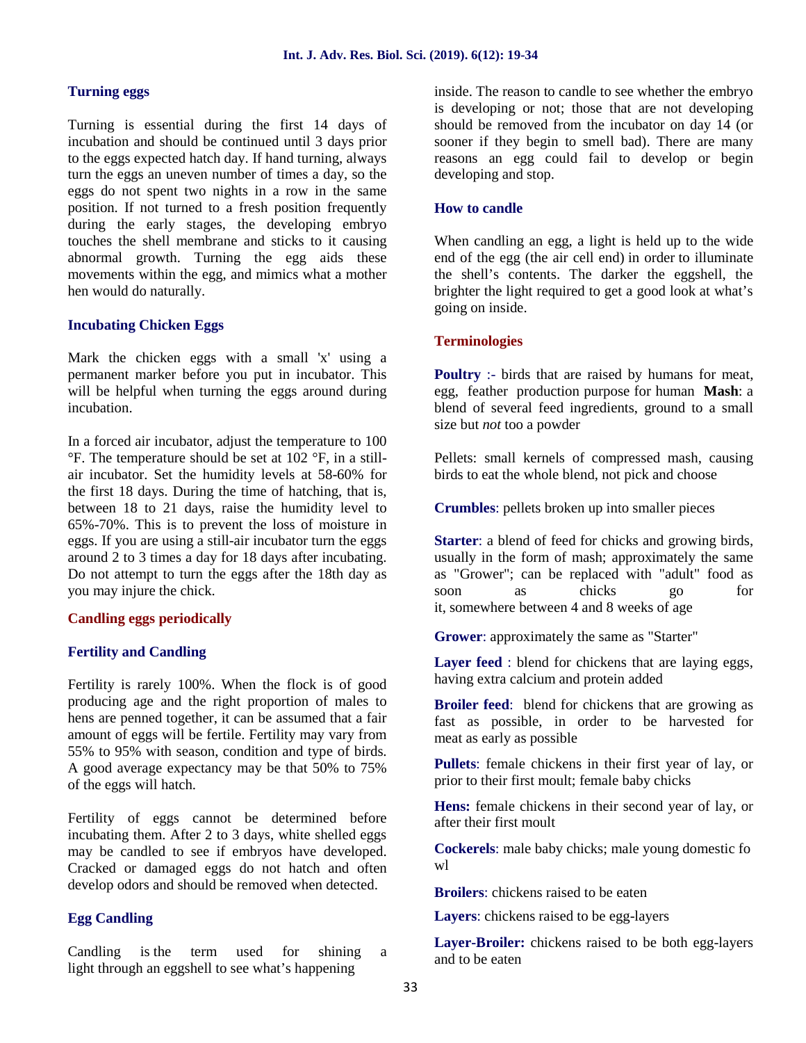### Turning eggs

Turning is essential during the first 14 days of incubation and should be continued until 3 days prior to the eggs expected hatch day. If hand turning, always turn the eggs an uneven number of times a day, so the eggs do not spent two nights in a row in the same position. If not turned to a fresh position frequently during the early stages, the developing embryo touches the shell membrane and sticks to it causing abnormal growth. Turning the egg aids these movements within the egg, and mimics what a mother hen would do naturally.

### Incubating Chicken Eggs

Mark the chicken eggs with a small 'x' using a permanent marker before you put in incubator. This will be helpful when turning the eggs around during incubation.

In a forced air incubator, adjust the temperature to 100 °F. The temperature should be set at 102 °F, in a still-air incubator. Set the humidity levels at 58-60% for the first 18 days. During the time of hatching, that is, between 18 to 21 days, raise the humidity level to 65%-70%. This is to prevent the loss of moisture in eggs. If you are using a still-air incubator turn the eggs around 2 to 3 times a day for 18 days after incubating. Do not attempt to turn the eggs after the 18th day as you may injure the chick.

### Candling eggs periodically

### Fertility and Candling

Fertility is rarely 100%. When the flock is of good producing age and the right proportion of males to hens are penned together, it can be assumed that a fair amount of eggs will be fertile. Fertility may vary from 55% to 95% with season, condition and type of birds. A good average expectancy may be that 50% to 75% of the eggs will hatch.

Fertility of eggs cannot be determined before incubating them. After 2 to 3 days, white shelled eggs may be candled to see if embryos have developed. Cracked or damaged eggs do not hatch and often develop odors and should be removed when detected.

### Egg Candling

Candling is the term used for shining a light through an eggshell to see what's happening inside. The reason to candle to see whether the embryo is developing or not; those that are not developing should be removed from the incubator on day 14 (or sooner if they begin to smell bad). There are many reasons an egg could fail to develop or begin developing and stop.

### How to candle

When candling an egg, a light is held up to the wide end of the egg (the air cell end) in order to illuminate the shell's contents. The darker the eggshell, the brighter the light required to get a good look at what's going on inside.

### Terminologies

**Poultry** :- birds that are raised by humans for meat, egg, feather production purpose for human **Mash**: a blend of several feed ingredients, ground to a small size but *not* too a powder

Pellets: small kernels of compressed mash, causing birds to eat the whole blend, not pick and choose

**Crumbles**: pellets broken up into smaller pieces

**Starter**: a blend of feed for chicks and growing birds, usually in the form of mash; approximately the same as "Grower"; can be replaced with "adult" food as soon as chicks go for it, somewhere between 4 and 8 weeks of age

**Grower**: approximately the same as "Starter"

**Layer feed** : blend for chickens that are laying eggs, having extra calcium and protein added

**Broiler feed**: blend for chickens that are growing as fast as possible, in order to be harvested for meat as early as possible

**Pullets**: female chickens in their first year of lay, or prior to their first moult; female baby chicks

**Hens:** female chickens in their second year of lay, or after their first moult

**Cockerels**: male baby chicks; male young domestic fo wl

**Broilers**: chickens raised to be eaten

**Layers**: chickens raised to be egg-layers

**Layer-Broiler:** chickens raised to be both egg-layers and to be eaten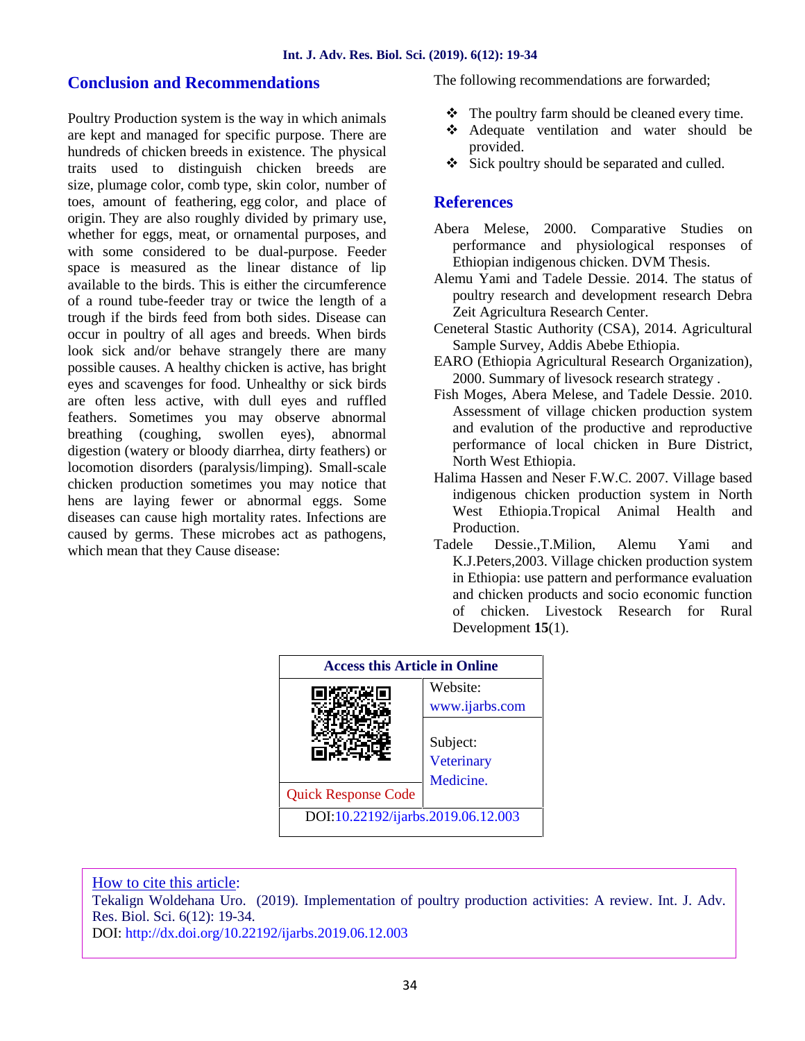## Conclusion and Recommendations

Poultry Production system is the way in which animals are kept and managed for specific purpose. There are hundreds of chicken breeds in existence. The physical traits used to distinguish chicken breeds are size, plumage color, comb type, skin color, number of toes, amount of feathering, egg color, and place of origin. They are also roughly divided by primary use, whether for eggs, meat, or ornamental purposes, and with some considered to be dual-purpose. Feeder space is measured as the linear distance of lip available to the birds. This is either the circumference of a round tube-feeder tray or twice the length of a trough if the birds feed from both sides. Disease can occur in poultry of all ages and breeds. When birds look sick and/or behave strangely there are many possible causes. A healthy chicken is active, has bright eyes and scavenges for food. Unhealthy or sick birds are often less active, with dull eyes and ruffled feathers. Sometimes you may observe abnormal breathing (coughing, swollen eyes), abnormal digestion (watery or bloody diarrhea, dirty feathers) or locomotion disorders (paralysis/limping). Small-scale chicken production sometimes you may notice that hens are laying fewer or abnormal eggs. Some diseases can cause high mortality rates. Infections are caused by germs. These microbes act as pathogens, which mean that they Cause disease:

The following recommendations are forwarded;

- ❖ The poultry farm should be cleaned every time.
- ❖ Adequate ventilation and water should be provided.
- ❖ Sick poultry should be separated and culled.

## References

Abera Melese, 2000. Comparative Studies on performance and physiological responses of Ethiopian indigenous chicken. DVM Thesis.

Alemu Yami and Tadele Dessie. 2014. The status of poultry research and development research Debra Zeit Agricultura Research Center.

Ceneteral Stastic Authority (CSA), 2014. Agricultural Sample Survey, Addis Abebe Ethiopia.

EARO (Ethiopia Agricultural Research Organization), 2000. Summary of livesock research strategy .

Fish Moges, Abera Melese, and Tadele Dessie. 2010. Assessment of village chicken production system and evalution of the productive and reproductive performance of local chicken in Bure District, North West Ethiopia.

Halima Hassen and Neser F.W.C. 2007. Village based indigenous chicken production system in North West Ethiopia.Tropical Animal Health and Production.

Tadele Dessie.,T.Milion, Alemu Yami and K.J.Peters,2003. Village chicken production system in Ethiopia: use pattern and performance evaluation and chicken products and socio economic function of chicken. Livestock Research for Rural Development **15**(1).

| Access this Article in Online | |
|---|---|
| | Website: www.ijarbs.com |
| Quick Response Code | Subject: Veterinary Medicine. |
| DOI:10.22192/ijarbs.2019.06.12.003 | |

How to cite this article:
Tekalign Woldehana Uro. (2019). Implementation of poultry production activities: A review. Int. J. Adv. Res. Biol. Sci. 6(12): 19-34.
DOI: http://dx.doi.org/10.22192/ijarbs.2019.06.12.003